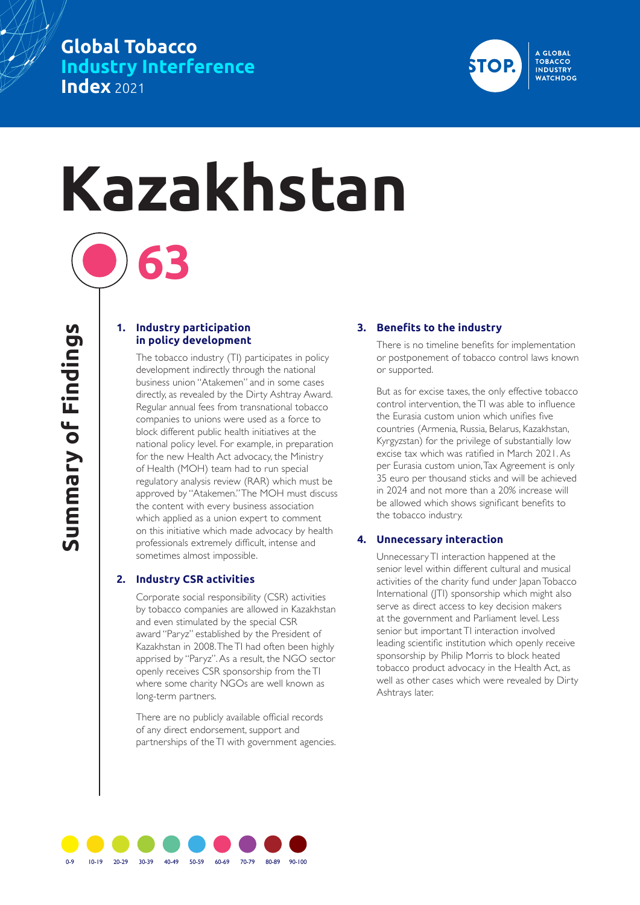Global Tobacco
Industry Interference
Index 2021

STOP. A GLOBAL TOBACCO INDUSTRY WATCHDOG

# Kazakhstan

**63**

## Summary of Findings

### 1. Industry participation in policy development

The tobacco industry (TI) participates in policy development indirectly through the national business union "Atakemen" and in some cases directly, as revealed by the Dirty Ashtray Award. Regular annual fees from transnational tobacco companies to unions were used as a force to block different public health initiatives at the national policy level. For example, in preparation for the new Health Act advocacy, the Ministry of Health (MOH) team had to run special regulatory analysis review (RAR) which must be approved by "Atakemen." The MOH must discuss the content with every business association which applied as a union expert to comment on this initiative which made advocacy by health professionals extremely difficult, intense and sometimes almost impossible.

### 2. Industry CSR activities

Corporate social responsibility (CSR) activities by tobacco companies are allowed in Kazakhstan and even stimulated by the special CSR award "Paryz" established by the President of Kazakhstan in 2008. The TI had often been highly apprised by "Paryz". As a result, the NGO sector openly receives CSR sponsorship from the TI where some charity NGOs are well known as long-term partners.

There are no publicly available official records of any direct endorsement, support and partnerships of the TI with government agencies.

### 3. Benefits to the industry

There is no timeline benefits for implementation or postponement of tobacco control laws known or supported.

But as for excise taxes, the only effective tobacco control intervention, the TI was able to influence the Eurasia custom union which unifies five countries (Armenia, Russia, Belarus, Kazakhstan, Kyrgyzstan) for the privilege of substantially low excise tax which was ratified in March 2021. As per Eurasia custom union, Tax Agreement is only 35 euro per thousand sticks and will be achieved in 2024 and not more than a 20% increase will be allowed which shows significant benefits to the tobacco industry.

### 4. Unnecessary interaction

Unnecessary TI interaction happened at the senior level within different cultural and musical activities of the charity fund under Japan Tobacco International (JTI) sponsorship which might also serve as direct access to key decision makers at the government and Parliament level. Less senior but important TI interaction involved leading scientific institution which openly receive sponsorship by Philip Morris to block heated tobacco product advocacy in the Health Act, as well as other cases which were revealed by Dirty Ashtrays later.

0-9 | 10-19 | 20-29 | 30-39 | 40-49 | 50-59 | 60-69 | 70-79 | 80-89 | 90-100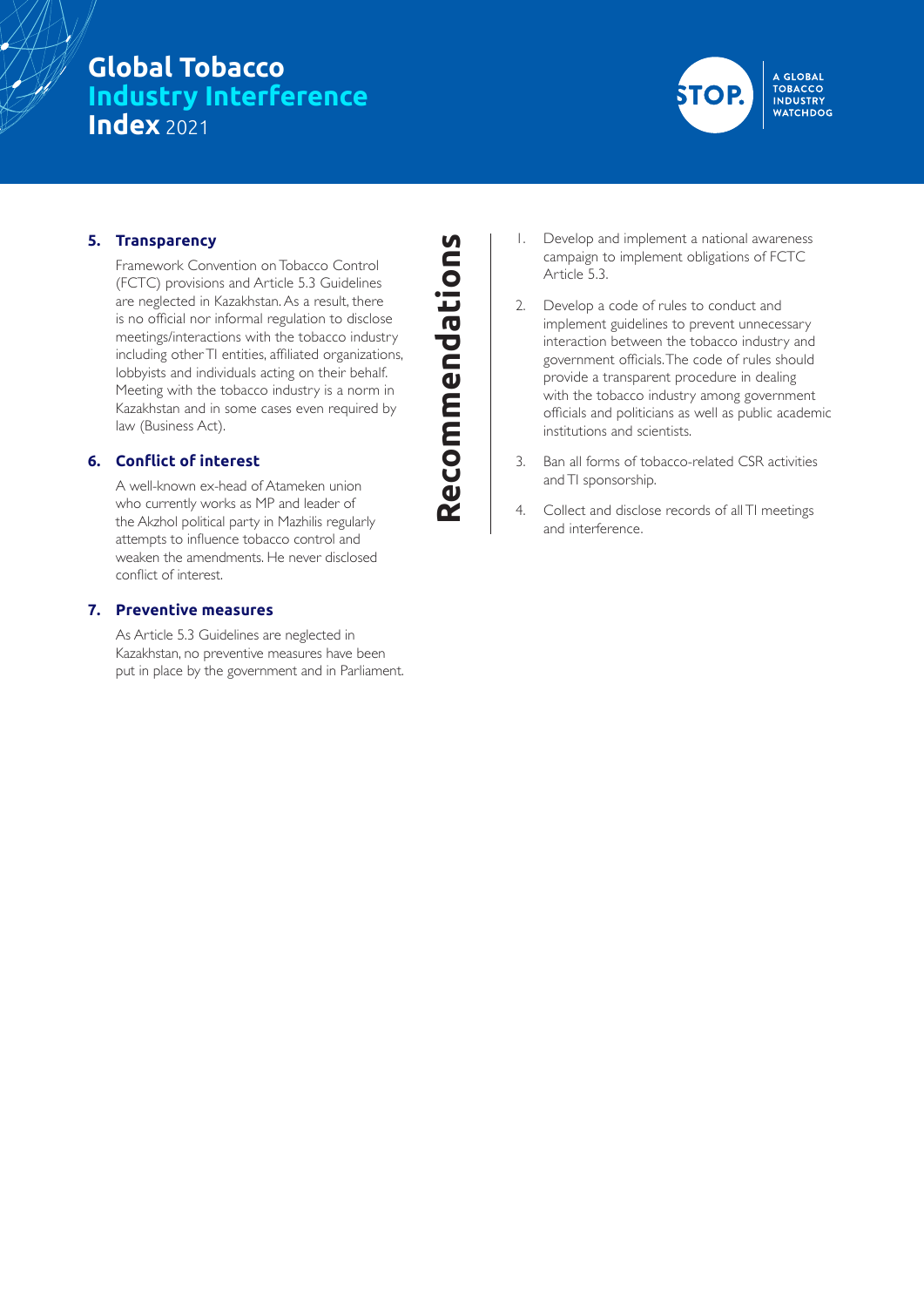### 5. Transparency

Framework Convention on Tobacco Control (FCTC) provisions and Article 5.3 Guidelines are neglected in Kazakhstan. As a result, there is no official nor informal regulation to disclose meetings/interactions with the tobacco industry including other TI entities, affiliated organizations, lobbyists and individuals acting on their behalf. Meeting with the tobacco industry is a norm in Kazakhstan and in some cases even required by law (Business Act).

### 6. Conflict of interest

A well-known ex-head of Atameken union who currently works as MP and leader of the Akzhol political party in Mazhilis regularly attempts to influence tobacco control and weaken the amendments. He never disclosed conflict of interest.

### 7. Preventive measures

As Article 5.3 Guidelines are neglected in Kazakhstan, no preventive measures have been put in place by the government and in Parliament.

## Recommendations

1. Develop and implement a national awareness campaign to implement obligations of FCTC Article 5.3.
2. Develop a code of rules to conduct and implement guidelines to prevent unnecessary interaction between the tobacco industry and government officials. The code of rules should provide a transparent procedure in dealing with the tobacco industry among government officials and politicians as well as public academic institutions and scientists.
3. Ban all forms of tobacco-related CSR activities and TI sponsorship.
4. Collect and disclose records of all TI meetings and interference.